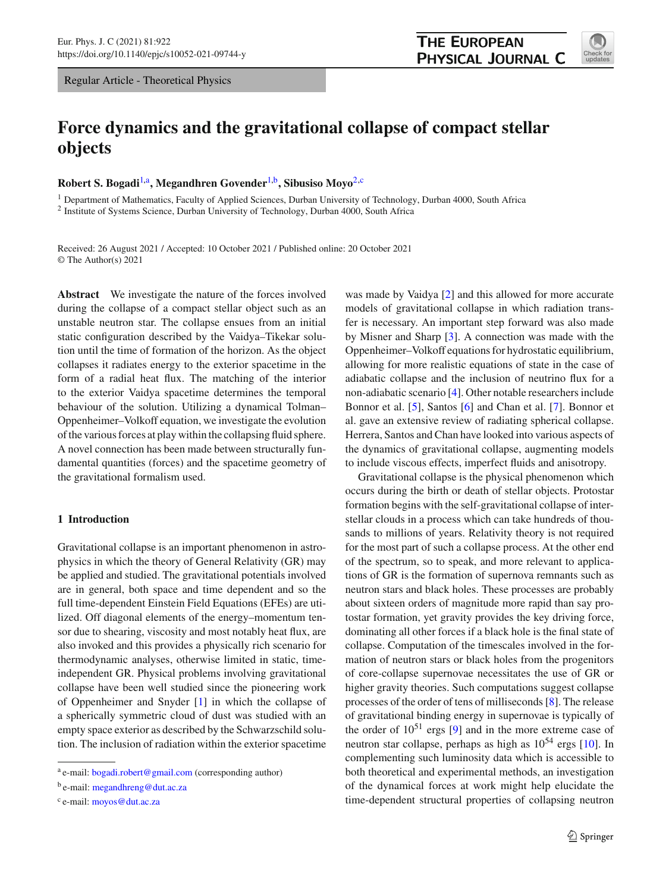Regular Article - Theoretical Physics

# Force dynamics and the gravitational collapse of compact stellar objects

**Robert S. Bogadi**[1,a], **Megandhren Govender**[1,b], **Sibusiso Moyo**[2,c]

[1] Department of Mathematics, Faculty of Applied Sciences, Durban University of Technology, Durban 4000, South Africa
[2] Institute of Systems Science, Durban University of Technology, Durban 4000, South Africa

Received: 26 August 2021 / Accepted: 10 October 2021 / Published online: 20 October 2021
© The Author(s) 2021

**Abstract** We investigate the nature of the forces involved during the collapse of a compact stellar object such as an unstable neutron star. The collapse ensues from an initial static configuration described by the Vaidya–Tikekar solution until the time of formation of the horizon. As the object collapses it radiates energy to the exterior spacetime in the form of a radial heat flux. The matching of the interior to the exterior Vaidya spacetime determines the temporal behaviour of the solution. Utilizing a dynamical Tolman–Oppenheimer–Volkoff equation, we investigate the evolution of the various forces at play within the collapsing fluid sphere. A novel connection has been made between structurally fundamental quantities (forces) and the spacetime geometry of the gravitational formalism used.

## 1 Introduction

Gravitational collapse is an important phenomenon in astrophysics in which the theory of General Relativity (GR) may be applied and studied. The gravitational potentials involved are in general, both space and time dependent and so the full time-dependent Einstein Field Equations (EFEs) are utilized. Off diagonal elements of the energy–momentum tensor due to shearing, viscosity and most notably heat flux, are also invoked and this provides a physically rich scenario for thermodynamic analyses, otherwise limited in static, time-independent GR. Physical problems involving gravitational collapse have been well studied since the pioneering work of Oppenheimer and Snyder [1] in which the collapse of a spherically symmetric cloud of dust was studied with an empty space exterior as described by the Schwarzschild solution. The inclusion of radiation within the exterior spacetime was made by Vaidya [2] and this allowed for more accurate models of gravitational collapse in which radiation transfer is necessary. An important step forward was also made by Misner and Sharp [3]. A connection was made with the Oppenheimer–Volkoff equations for hydrostatic equilibrium, allowing for more realistic equations of state in the case of adiabatic collapse and the inclusion of neutrino flux for a non-adiabatic scenario [4]. Other notable researchers include Bonnor et al. [5], Santos [6] and Chan et al. [7]. Bonnor et al. gave an extensive review of radiating spherical collapse. Herrera, Santos and Chan have looked into various aspects of the dynamics of gravitational collapse, augmenting models to include viscous effects, imperfect fluids and anisotropy.

Gravitational collapse is the physical phenomenon which occurs during the birth or death of stellar objects. Protostar formation begins with the self-gravitational collapse of interstellar clouds in a process which can take hundreds of thousands to millions of years. Relativity theory is not required for the most part of such a collapse process. At the other end of the spectrum, so to speak, and more relevant to applications of GR is the formation of supernova remnants such as neutron stars and black holes. These processes are probably about sixteen orders of magnitude more rapid than say protostar formation, yet gravity provides the key driving force, dominating all other forces if a black hole is the final state of collapse. Computation of the timescales involved in the formation of neutron stars or black holes from the progenitors of core-collapse supernovae necessitates the use of GR or higher gravity theories. Such computations suggest collapse processes of the order of tens of milliseconds [8]. The release of gravitational binding energy in supernovae is typically of the order of $10^{51}$ ergs [9] and in the more extreme case of neutron star collapse, perhaps as high as $10^{54}$ ergs [10]. In complementing such luminosity data which is accessible to both theoretical and experimental methods, an investigation of the dynamical forces at work might help elucidate the time-dependent structural properties of collapsing neutron

---

[a] e-mail: bogadi.robert@gmail.com (corresponding author)
[b] e-mail: megandhreng@dut.ac.za
[c] e-mail: moyos@dut.ac.za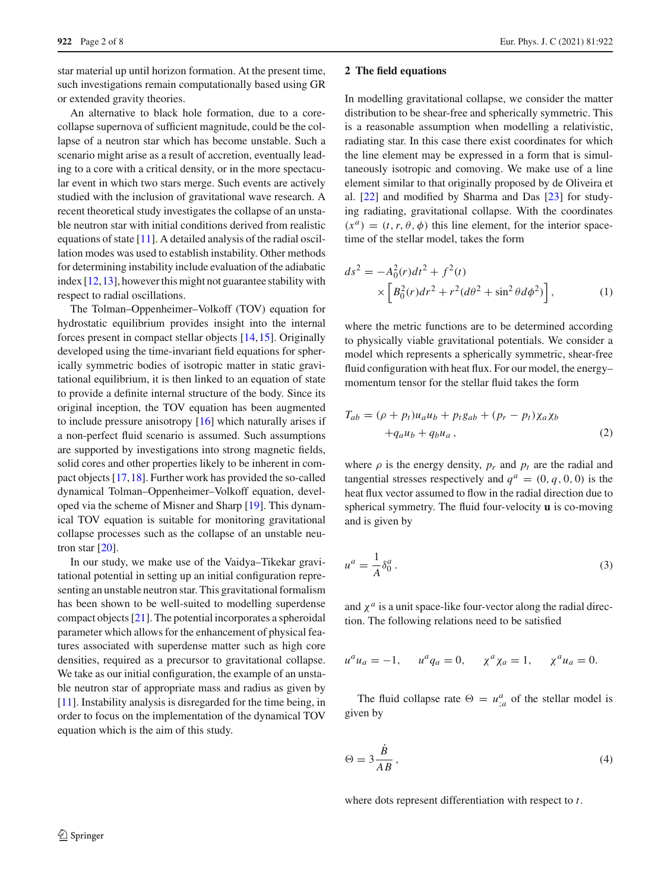star material up until horizon formation. At the present time, such investigations remain computationally based using GR or extended gravity theories.

An alternative to black hole formation, due to a core-collapse supernova of sufficient magnitude, could be the collapse of a neutron star which has become unstable. Such a scenario might arise as a result of accretion, eventually leading to a core with a critical density, or in the more spectacular event in which two stars merge. Such events are actively studied with the inclusion of gravitational wave research. A recent theoretical study investigates the collapse of an unstable neutron star with initial conditions derived from realistic equations of state [11]. A detailed analysis of the radial oscillation modes was used to establish instability. Other methods for determining instability include evaluation of the adiabatic index [12,13], however this might not guarantee stability with respect to radial oscillations.

The Tolman–Oppenheimer–Volkoff (TOV) equation for hydrostatic equilibrium provides insight into the internal forces present in compact stellar objects [14,15]. Originally developed using the time-invariant field equations for spherically symmetric bodies of isotropic matter in static gravitational equilibrium, it is then linked to an equation of state to provide a definite internal structure of the body. Since its original inception, the TOV equation has been augmented to include pressure anisotropy [16] which naturally arises if a non-perfect fluid scenario is assumed. Such assumptions are supported by investigations into strong magnetic fields, solid cores and other properties likely to be inherent in compact objects [17,18]. Further work has provided the so-called dynamical Tolman–Oppenheimer–Volkoff equation, developed via the scheme of Misner and Sharp [19]. This dynamical TOV equation is suitable for monitoring gravitational collapse processes such as the collapse of an unstable neutron star [20].

In our study, we make use of the Vaidya–Tikekar gravitational potential in setting up an initial configuration representing an unstable neutron star. This gravitational formalism has been shown to be well-suited to modelling superdense compact objects [21]. The potential incorporates a spheroidal parameter which allows for the enhancement of physical features associated with superdense matter such as high core densities, required as a precursor to gravitational collapse. We take as our initial configuration, the example of an unstable neutron star of appropriate mass and radius as given by [11]. Instability analysis is disregarded for the time being, in order to focus on the implementation of the dynamical TOV equation which is the aim of this study.

## 2 The field equations

In modelling gravitational collapse, we consider the matter distribution to be shear-free and spherically symmetric. This is a reasonable assumption when modelling a relativistic, radiating star. In this case there exist coordinates for which the line element may be expressed in a form that is simultaneously isotropic and comoving. We make use of a line element similar to that originally proposed by de Oliveira et al. [22] and modified by Sharma and Das [23] for studying radiating, gravitational collapse. With the coordinates $(x^a) = (t, r, \theta, \phi)$ this line element, for the interior spacetime of the stellar model, takes the form

$$ds^2 = -A_0^2(r)dt^2 + f^2(t) \times \left[B_0^2(r)dr^2 + r^2(d\theta^2 + \sin^2\theta d\phi^2)\right], \qquad (1)$$

where the metric functions are to be determined according to physically viable gravitational potentials. We consider a model which represents a spherically symmetric, shear-free fluid configuration with heat flux. For our model, the energy–momentum tensor for the stellar fluid takes the form

$$T_{ab} = (\rho + p_t)u_a u_b + p_t g_{ab} + (p_r - p_t)\chi_a \chi_b + q_a u_b + q_b u_a \,, \qquad (2)$$

where $\rho$ is the energy density, $p_r$ and $p_t$ are the radial and tangential stresses respectively and $q^a = (0, q, 0, 0)$ is the heat flux vector assumed to flow in the radial direction due to spherical symmetry. The fluid four-velocity **u** is co-moving and is given by

$$u^a = \frac{1}{A}\delta_0^a \,. \qquad (3)$$

and $\chi^a$ is a unit space-like four-vector along the radial direction. The following relations need to be satisfied

$$u^a u_a = -1, \quad u^a q_a = 0, \quad \chi^a \chi_a = 1, \quad \chi^a u_a = 0.$$

The fluid collapse rate $\Theta = u^a_{;a}$ of the stellar model is given by

$$\Theta = 3\frac{\dot{B}}{AB} \,, \qquad (4)$$

where dots represent differentiation with respect to $t$.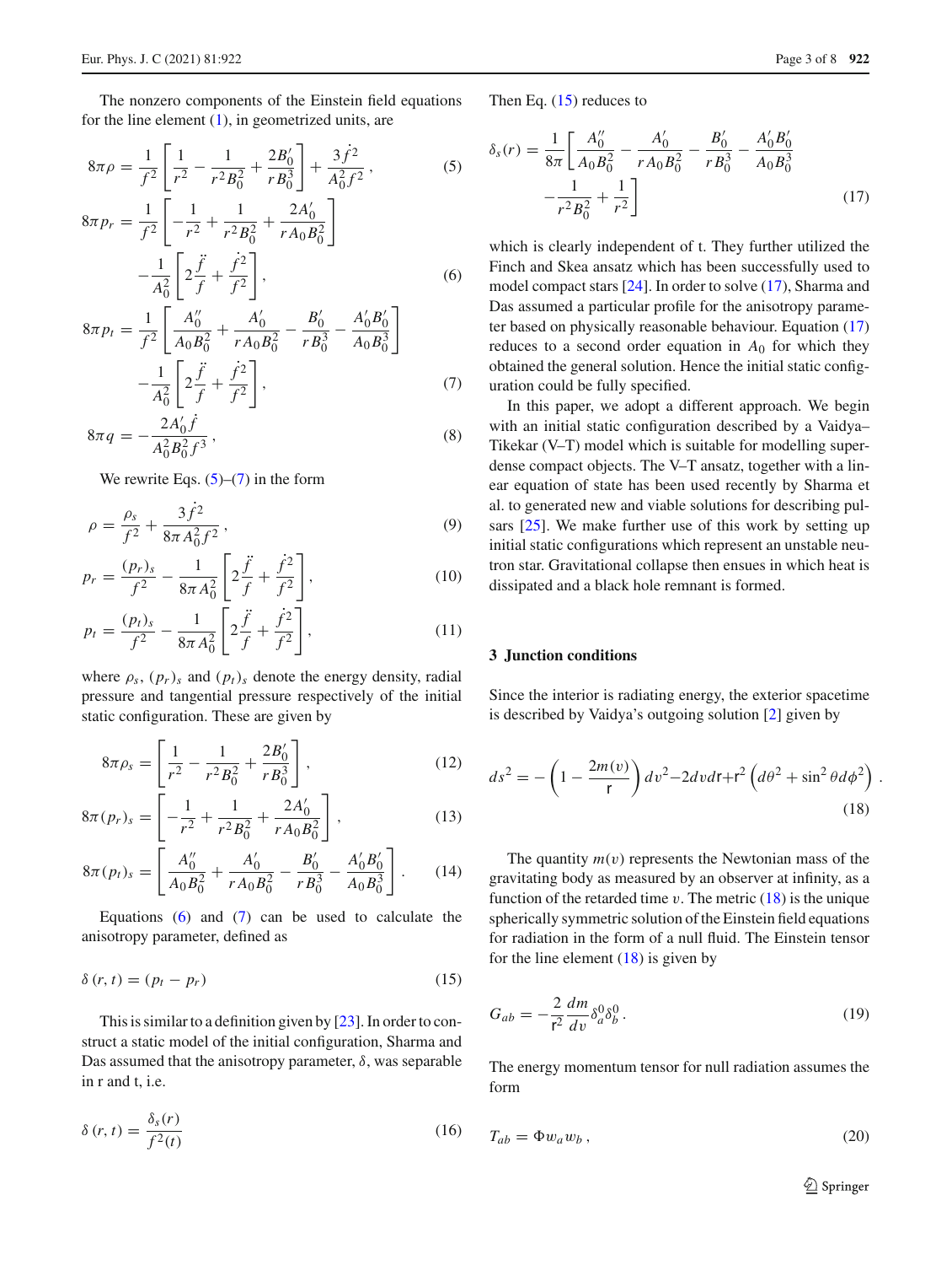The nonzero components of the Einstein field equations for the line element (1), in geometrized units, are

$$8\pi\rho = \frac{1}{f^2}\left[\frac{1}{r^2} - \frac{1}{r^2 B_0^2} + \frac{2B_0'}{rB_0^3}\right] + \frac{3\dot{f}^2}{A_0^2 f^2}, \tag{5}$$

$$8\pi p_r = \frac{1}{f^2}\left[-\frac{1}{r^2} + \frac{1}{r^2 B_0^2} + \frac{2A_0'}{rA_0 B_0^2}\right] - \frac{1}{A_0^2}\left[2\frac{\ddot{f}}{f} + \frac{\dot{f}^2}{f^2}\right], \tag{6}$$

$$8\pi p_t = \frac{1}{f^2}\left[\frac{A_0''}{A_0 B_0^2} + \frac{A_0'}{rA_0 B_0^2} - \frac{B_0'}{rB_0^3} - \frac{A_0' B_0'}{A_0 B_0^3}\right] - \frac{1}{A_0^2}\left[2\frac{\ddot{f}}{f} + \frac{\dot{f}^2}{f^2}\right], \tag{7}$$

$$8\pi q = -\frac{2A_0'\dot{f}}{A_0^2 B_0^2 f^3}, \tag{8}$$

We rewrite Eqs. (5)–(7) in the form

$$\rho = \frac{\rho_s}{f^2} + \frac{3\dot{f}^2}{8\pi A_0^2 f^2}, \tag{9}$$

$$p_r = \frac{(p_r)_s}{f^2} - \frac{1}{8\pi A_0^2}\left[2\frac{\ddot{f}}{f} + \frac{\dot{f}^2}{f^2}\right], \tag{10}$$

$$p_t = \frac{(p_t)_s}{f^2} - \frac{1}{8\pi A_0^2}\left[2\frac{\ddot{f}}{f} + \frac{\dot{f}^2}{f^2}\right], \tag{11}$$

where $\rho_s$, $(p_r)_s$ and $(p_t)_s$ denote the energy density, radial pressure and tangential pressure respectively of the initial static configuration. These are given by

$$8\pi\rho_s = \left[\frac{1}{r^2} - \frac{1}{r^2 B_0^2} + \frac{2B_0'}{rB_0^3}\right], \tag{12}$$

$$8\pi(p_r)_s = \left[-\frac{1}{r^2} + \frac{1}{r^2 B_0^2} + \frac{2A_0'}{rA_0 B_0^2}\right], \tag{13}$$

$$8\pi(p_t)_s = \left[\frac{A_0''}{A_0 B_0^2} + \frac{A_0'}{rA_0 B_0^2} - \frac{B_0'}{rB_0^3} - \frac{A_0' B_0'}{A_0 B_0^3}\right]. \tag{14}$$

Equations (6) and (7) can be used to calculate the anisotropy parameter, defined as

$$\delta(r,t) = (p_t - p_r) \tag{15}$$

This is similar to a definition given by [23]. In order to construct a static model of the initial configuration, Sharma and Das assumed that the anisotropy parameter, $\delta$, was separable in r and t, i.e.

$$\delta(r,t) = \frac{\delta_s(r)}{f^2(t)} \tag{16}$$

Then Eq. (15) reduces to

$$\delta_s(r) = \frac{1}{8\pi}\left[\frac{A_0''}{A_0 B_0^2} - \frac{A_0'}{rA_0 B_0^2} - \frac{B_0'}{rB_0^3} - \frac{A_0' B_0'}{A_0 B_0^3} - \frac{1}{r^2 B_0^2} + \frac{1}{r^2}\right] \tag{17}$$

which is clearly independent of t. They further utilized the Finch and Skea ansatz which has been successfully used to model compact stars [24]. In order to solve (17), Sharma and Das assumed a particular profile for the anisotropy parameter based on physically reasonable behaviour. Equation (17) reduces to a second order equation in $A_0$ for which they obtained the general solution. Hence the initial static configuration could be fully specified.

In this paper, we adopt a different approach. We begin with an initial static configuration described by a Vaidya–Tikekar (V–T) model which is suitable for modelling superdense compact objects. The V–T ansatz, together with a linear equation of state has been used recently by Sharma et al. to generated new and viable solutions for describing pulsars [25]. We make further use of this work by setting up initial static configurations which represent an unstable neutron star. Gravitational collapse then ensues in which heat is dissipated and a black hole remnant is formed.

## 3 Junction conditions

Since the interior is radiating energy, the exterior spacetime is described by Vaidya's outgoing solution [2] given by

$$ds^2 = -\left(1 - \frac{2m(v)}{\mathsf{r}}\right)dv^2 - 2dv d\mathsf{r} + \mathsf{r}^2\left(d\theta^2 + \sin^2\theta d\phi^2\right). \tag{18}$$

The quantity $m(v)$ represents the Newtonian mass of the gravitating body as measured by an observer at infinity, as a function of the retarded time $v$. The metric (18) is the unique spherically symmetric solution of the Einstein field equations for radiation in the form of a null fluid. The Einstein tensor for the line element (18) is given by

$$G_{ab} = -\frac{2}{\mathsf{r}^2}\frac{dm}{dv}\delta_a^0\delta_b^0. \tag{19}$$

The energy momentum tensor for null radiation assumes the form

$$T_{ab} = \Phi w_a w_b, \tag{20}$$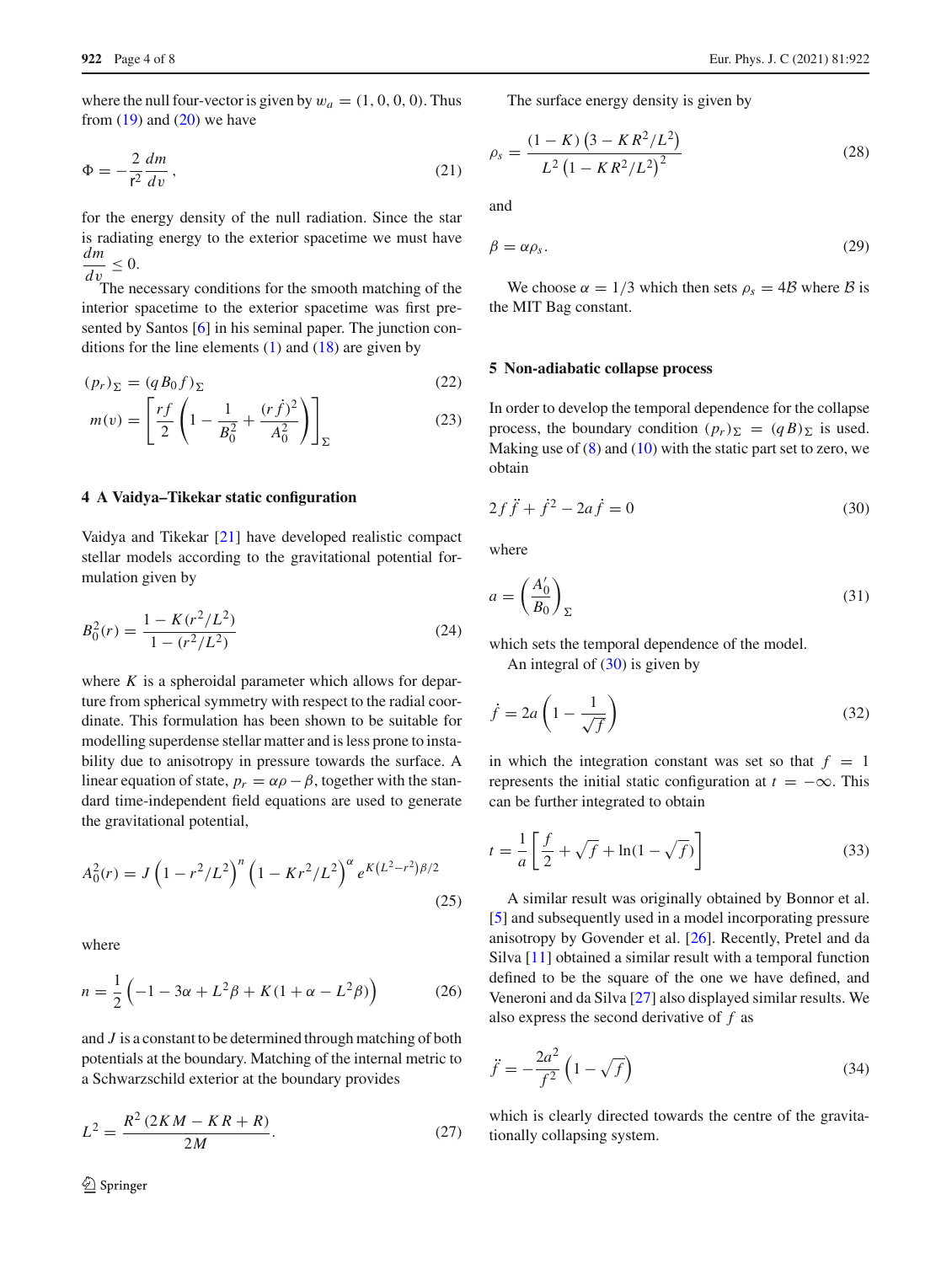where the null four-vector is given by $w_a = (1, 0, 0, 0)$. Thus from (19) and (20) we have

$$
\Phi = -\frac{2}{\mathrm{r}^2}\frac{dm}{dv}, \tag{21}
$$

for the energy density of the null radiation. Since the star is radiating energy to the exterior spacetime we must have $\dfrac{dm}{dv} \leq 0$.

The necessary conditions for the smooth matching of the interior spacetime to the exterior spacetime was first presented by Santos [6] in his seminal paper. The junction conditions for the line elements (1) and (18) are given by

$$
(p_r)_\Sigma = (qB_0 f)_\Sigma \tag{22}
$$

$$
m(v) = \left[\frac{rf}{2}\left(1 - \frac{1}{B_0^2} + \frac{(r\dot{f})^2}{A_0^2}\right)\right]_\Sigma \tag{23}
$$

## 4 A Vaidya–Tikekar static configuration

Vaidya and Tikekar [21] have developed realistic compact stellar models according to the gravitational potential formulation given by

$$
B_0^2(r) = \frac{1 - K(r^2/L^2)}{1 - (r^2/L^2)} \tag{24}
$$

where $K$ is a spheroidal parameter which allows for departure from spherical symmetry with respect to the radial coordinate. This formulation has been shown to be suitable for modelling superdense stellar matter and is less prone to instability due to anisotropy in pressure towards the surface. A linear equation of state, $p_r = \alpha\rho - \beta$, together with the standard time-independent field equations are used to generate the gravitational potential,

$$
A_0^2(r) = J\left(1 - r^2/L^2\right)^n \left(1 - Kr^2/L^2\right)^\alpha e^{K(L^2 - r^2)\beta/2} \tag{25}
$$

where

$$
n = \frac{1}{2}\left(-1 - 3\alpha + L^2\beta + K(1 + \alpha - L^2\beta)\right) \tag{26}
$$

and $J$ is a constant to be determined through matching of both potentials at the boundary. Matching of the internal metric to a Schwarzschild exterior at the boundary provides

$$
L^2 = \frac{R^2(2KM - KR + R)}{2M}. \tag{27}
$$

The surface energy density is given by

$$
\rho_s = \frac{(1 - K)\left(3 - KR^2/L^2\right)}{L^2\left(1 - KR^2/L^2\right)^2} \tag{28}
$$

and

$$
\beta = \alpha\rho_s. \tag{29}
$$

We choose $\alpha = 1/3$ which then sets $\rho_s = 4\mathcal{B}$ where $\mathcal{B}$ is the MIT Bag constant.

## 5 Non-adiabatic collapse process

In order to develop the temporal dependence for the collapse process, the boundary condition $(p_r)_\Sigma = (qB)_\Sigma$ is used. Making use of (8) and (10) with the static part set to zero, we obtain

$$
2f\ddot{f} + \dot{f}^2 - 2a\dot{f} = 0 \tag{30}
$$

where

$$
a = \left(\frac{A_0'}{B_0}\right)_\Sigma \tag{31}
$$

which sets the temporal dependence of the model.

An integral of (30) is given by

$$
\dot{f} = 2a\left(1 - \frac{1}{\sqrt{f}}\right) \tag{32}
$$

in which the integration constant was set so that $f = 1$ represents the initial static configuration at $t = -\infty$. This can be further integrated to obtain

$$
t = \frac{1}{a}\left[\frac{f}{2} + \sqrt{f} + \ln(1 - \sqrt{f})\right] \tag{33}
$$

A similar result was originally obtained by Bonnor et al. [5] and subsequently used in a model incorporating pressure anisotropy by Govender et al. [26]. Recently, Pretel and da Silva [11] obtained a similar result with a temporal function defined to be the square of the one we have defined, and Veneroni and da Silva [27] also displayed similar results. We also express the second derivative of $f$ as

$$
\ddot{f} = -\frac{2a^2}{f^2}\left(1 - \sqrt{f}\right) \tag{34}
$$

which is clearly directed towards the centre of the gravitationally collapsing system.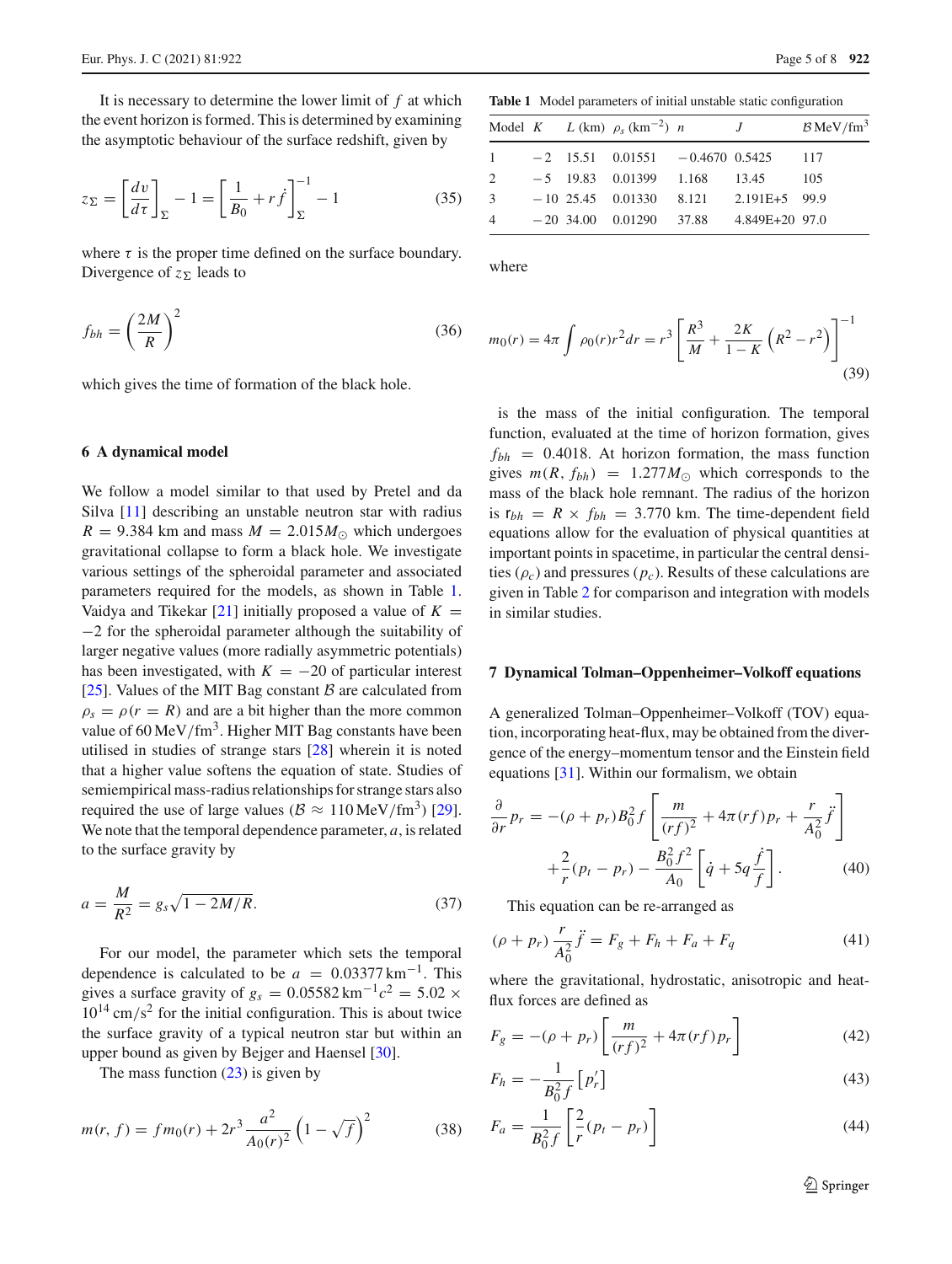It is necessary to determine the lower limit of $f$ at which the event horizon is formed. This is determined by examining the asymptotic behaviour of the surface redshift, given by

$$z_\Sigma = \left[\frac{dv}{d\tau}\right]_\Sigma - 1 = \left[\frac{1}{B_0} + r\dot{f}\right]_\Sigma^{-1} - 1 \tag{35}$$

where $\tau$ is the proper time defined on the surface boundary. Divergence of $z_\Sigma$ leads to

$$f_{bh} = \left(\frac{2M}{R}\right)^2 \tag{36}$$

which gives the time of formation of the black hole.

## 6 A dynamical model

We follow a model similar to that used by Pretel and da Silva [11] describing an unstable neutron star with radius $R = 9.384$ km and mass $M = 2.015 M_\odot$ which undergoes gravitational collapse to form a black hole. We investigate various settings of the spheroidal parameter and associated parameters required for the models, as shown in Table 1. Vaidya and Tikekar [21] initially proposed a value of $K = -2$ for the spheroidal parameter although the suitability of larger negative values (more radially asymmetric potentials) has been investigated, with $K = -20$ of particular interest [25]. Values of the MIT Bag constant $\mathcal{B}$ are calculated from $\rho_s = \rho(r = R)$ and are a bit higher than the more common value of $60\,\text{MeV/fm}^3$. Higher MIT Bag constants have been utilised in studies of strange stars [28] wherein it is noted that a higher value softens the equation of state. Studies of semiempirical mass-radius relationships for strange stars also required the use of large values ($\mathcal{B} \approx 110\,\text{MeV/fm}^3$) [29]. We note that the temporal dependence parameter, $a$, is related to the surface gravity by

$$a = \frac{M}{R^2} = g_s\sqrt{1 - 2M/R}. \tag{37}$$

For our model, the parameter which sets the temporal dependence is calculated to be $a = 0.03377\,\text{km}^{-1}$. This gives a surface gravity of $g_s = 0.05582\,\text{km}^{-1}c^2 = 5.02 \times 10^{14}\,\text{cm/s}^2$ for the initial configuration. This is about twice the surface gravity of a typical neutron star but within an upper bound as given by Bejger and Haensel [30].

The mass function (23) is given by

$$m(r, f) = f m_0(r) + 2r^3 \frac{a^2}{A_0(r)^2}\left(1 - \sqrt{f}\right)^2 \tag{38}$$

**Table 1** Model parameters of initial unstable static configuration

| Model | $K$ | $L$ (km) | $\rho_s$ (km$^{-2}$) | $n$ | $J$ | $\mathcal{B}$ MeV/fm$^3$ |
|---|---|---|---|---|---|---|
| 1 | −2 | 15.51 | 0.01551 | −0.4670 | 0.5425 | 117 |
| 2 | −5 | 19.83 | 0.01399 | 1.168 | 13.45 | 105 |
| 3 | −10 | 25.45 | 0.01330 | 8.121 | 2.191E+5 | 99.9 |
| 4 | −20 | 34.00 | 0.01290 | 37.88 | 4.849E+20 | 97.0 |

where

$$m_0(r) = 4\pi\int \rho_0(r) r^2 dr = r^3\left[\frac{R^3}{M} + \frac{2K}{1-K}\left(R^2 - r^2\right)\right]^{-1} \tag{39}$$

is the mass of the initial configuration. The temporal function, evaluated at the time of horizon formation, gives $f_{bh} = 0.4018$. At horizon formation, the mass function gives $m(R, f_{bh}) = 1.277 M_\odot$ which corresponds to the mass of the black hole remnant. The radius of the horizon is $\mathfrak{r}_{bh} = R \times f_{bh} = 3.770$ km. The time-dependent field equations allow for the evaluation of physical quantities at important points in spacetime, in particular the central densities ($\rho_c$) and pressures ($p_c$). Results of these calculations are given in Table 2 for comparison and integration with models in similar studies.

## 7 Dynamical Tolman–Oppenheimer–Volkoff equations

A generalized Tolman–Oppenheimer–Volkoff (TOV) equation, incorporating heat-flux, may be obtained from the divergence of the energy–momentum tensor and the Einstein field equations [31]. Within our formalism, we obtain

$$\frac{\partial}{\partial r}p_r = -(\rho + p_r)B_0^2 f\left[\frac{m}{(rf)^2} + 4\pi(rf)p_r + \frac{r}{A_0^2}\ddot{f}\right] + \frac{2}{r}(p_t - p_r) - \frac{B_0^2 f^2}{A_0}\left[\dot{q} + 5q\frac{\dot{f}}{f}\right]. \tag{40}$$

This equation can be re-arranged as

$$(\rho + p_r)\frac{r}{A_0^2}\ddot{f} = F_g + F_h + F_a + F_q \tag{41}$$

where the gravitational, hydrostatic, anisotropic and heat-flux forces are defined as

$$F_g = -(\rho + p_r)\left[\frac{m}{(rf)^2} + 4\pi(rf)p_r\right] \tag{42}$$

$$F_h = -\frac{1}{B_0^2 f}\left[p_r'\right] \tag{43}$$

$$F_a = \frac{1}{B_0^2 f}\left[\frac{2}{r}(p_t - p_r)\right] \tag{44}$$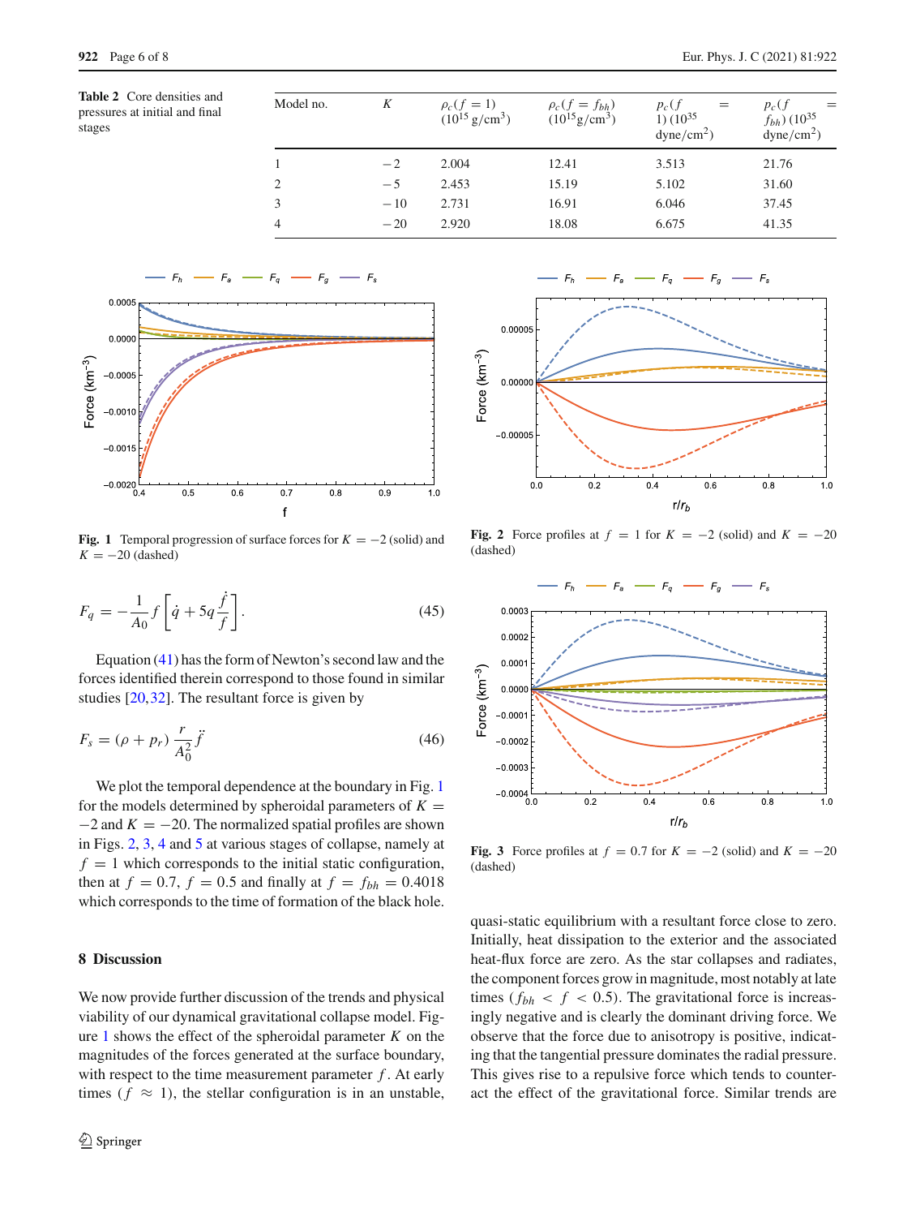**Table 2** Core densities and pressures at initial and final stages

| Model no. | $K$ | $\rho_c(f=1)$ ($10^{15}$ g/cm$^3$) | $\rho_c(f=f_{bh})$ ($10^{15}$g/cm$^3$) | $p_c(f=1)$ ($10^{35}$ dyne/cm$^2$) | $p_c(f=f_{bh})$ ($10^{35}$ dyne/cm$^2$) |
|---|---|---|---|---|---|
| 1 | −2 | 2.004 | 12.41 | 3.513 | 21.76 |
| 2 | −5 | 2.453 | 15.19 | 5.102 | 31.60 |
| 3 | −10 | 2.731 | 16.91 | 6.046 | 37.45 |
| 4 | −20 | 2.920 | 18.08 | 6.675 | 41.35 |

**Fig. 1** Temporal progression of surface forces for $K=-2$ (solid) and $K=-20$ (dashed)

**Fig. 2** Force profiles at $f=1$ for $K=-2$ (solid) and $K=-20$ (dashed)

**Fig. 3** Force profiles at $f=0.7$ for $K=-2$ (solid) and $K=-20$ (dashed)

$$F_q = -\frac{1}{A_0} f\left[\dot{q} + 5q\frac{\dot{f}}{f}\right]. \tag{45}$$

Equation (41) has the form of Newton's second law and the forces identified therein correspond to those found in similar studies [20,32]. The resultant force is given by

$$F_s = (\rho + p_r)\,\frac{r}{A_0^2}\,\ddot{f} \tag{46}$$

We plot the temporal dependence at the boundary in Fig. 1 for the models determined by spheroidal parameters of $K=-2$ and $K=-20$. The normalized spatial profiles are shown in Figs. 2, 3, 4 and 5 at various stages of collapse, namely at $f=1$ which corresponds to the initial static configuration, then at $f=0.7$, $f=0.5$ and finally at $f=f_{bh}=0.4018$ which corresponds to the time of formation of the black hole.

## 8 Discussion

We now provide further discussion of the trends and physical viability of our dynamical gravitational collapse model. Figure 1 shows the effect of the spheroidal parameter $K$ on the magnitudes of the forces generated at the surface boundary, with respect to the time measurement parameter $f$. At early times ($f \approx 1$), the stellar configuration is in an unstable, quasi-static equilibrium with a resultant force close to zero. Initially, heat dissipation to the exterior and the associated heat-flux force are zero. As the star collapses and radiates, the component forces grow in magnitude, most notably at late times ($f_{bh} < f < 0.5$). The gravitational force is increasingly negative and is clearly the dominant driving force. We observe that the force due to anisotropy is positive, indicating that the tangential pressure dominates the radial pressure. This gives rise to a repulsive force which tends to counteract the effect of the gravitational force. Similar trends are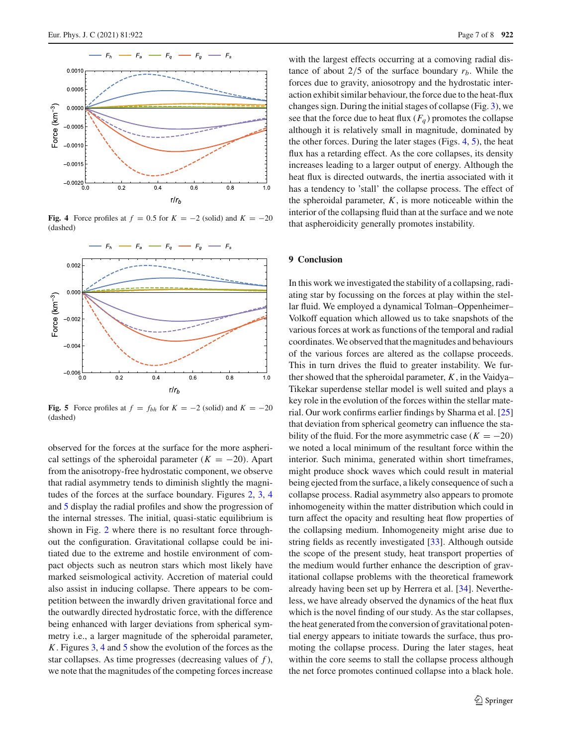Fig. 4 Force profiles at $f = 0.5$ for $K = -2$ (solid) and $K = -20$ (dashed)

Fig. 5 Force profiles at $f = f_{bh}$ for $K = -2$ (solid) and $K = -20$ (dashed)

observed for the forces at the surface for the more aspherical settings of the spheroidal parameter ($K = -20$). Apart from the anisotropy-free hydrostatic component, we observe that radial asymmetry tends to diminish slightly the magnitudes of the forces at the surface boundary. Figures 2, 3, 4 and 5 display the radial profiles and show the progression of the internal stresses. The initial, quasi-static equilibrium is shown in Fig. 2 where there is no resultant force throughout the configuration. Gravitational collapse could be initiated due to the extreme and hostile environment of compact objects such as neutron stars which most likely have marked seismological activity. Accretion of material could also assist in inducing collapse. There appears to be competition between the inwardly driven gravitational force and the outwardly directed hydrostatic force, with the difference being enhanced with larger deviations from spherical symmetry i.e., a larger magnitude of the spheroidal parameter, $K$. Figures 3, 4 and 5 show the evolution of the forces as the star collapses. As time progresses (decreasing values of $f$), we note that the magnitudes of the competing forces increase with the largest effects occurring at a comoving radial distance of about $2/5$ of the surface boundary $r_b$. While the forces due to gravity, aniosotropy and the hydrostatic interaction exhibit similar behaviour, the force due to the heat-flux changes sign. During the initial stages of collapse (Fig. 3), we see that the force due to heat flux ($F_q$) promotes the collapse although it is relatively small in magnitude, dominated by the other forces. During the later stages (Figs. 4, 5), the heat flux has a retarding effect. As the core collapses, its density increases leading to a larger output of energy. Although the heat flux is directed outwards, the inertia associated with it has a tendency to 'stall' the collapse process. The effect of the spheroidal parameter, $K$, is more noticeable within the interior of the collapsing fluid than at the surface and we note that aspheroidicity generally promotes instability.

## 9 Conclusion

In this work we investigated the stability of a collapsing, radiating star by focussing on the forces at play within the stellar fluid. We employed a dynamical Tolman–Oppenheimer–Volkoff equation which allowed us to take snapshots of the various forces at work as functions of the temporal and radial coordinates. We observed that the magnitudes and behaviours of the various forces are altered as the collapse proceeds. This in turn drives the fluid to greater instability. We further showed that the spheroidal parameter, $K$, in the Vaidya–Tikekar superdense stellar model is well suited and plays a key role in the evolution of the forces within the stellar material. Our work confirms earlier findings by Sharma et al. [25] that deviation from spherical geometry can influence the stability of the fluid. For the more asymmetric case ($K = -20$) we noted a local minimum of the resultant force within the interior. Such minima, generated within short timeframes, might produce shock waves which could result in material being ejected from the surface, a likely consequence of such a collapse process. Radial asymmetry also appears to promote inhomogeneity within the matter distribution which could in turn affect the opacity and resulting heat flow properties of the collapsing medium. Inhomogeneity might arise due to string fields as recently investigated [33]. Although outside the scope of the present study, heat transport properties of the medium would further enhance the description of gravitational collapse problems with the theoretical framework already having been set up by Herrera et al. [34]. Nevertheless, we have already observed the dynamics of the heat flux which is the novel finding of our study. As the star collapses, the heat generated from the conversion of gravitational potential energy appears to initiate towards the surface, thus promoting the collapse process. During the later stages, heat within the core seems to stall the collapse process although the net force promotes continued collapse into a black hole.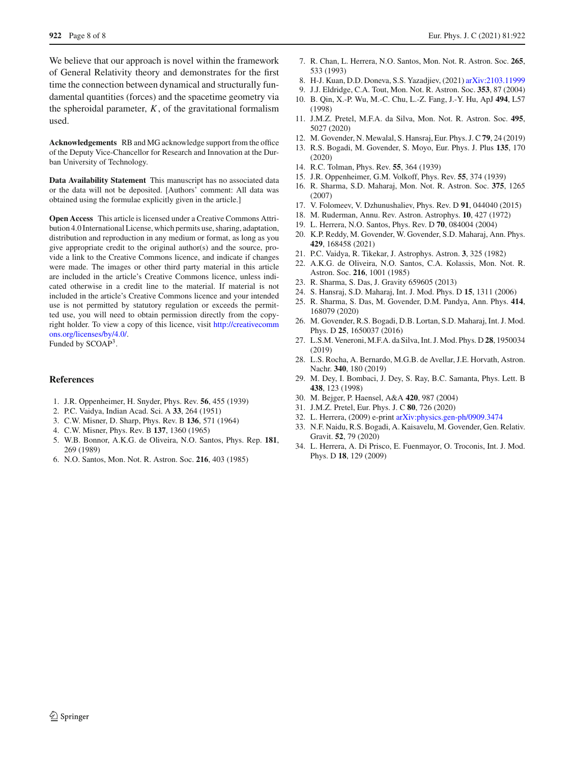We believe that our approach is novel within the framework of General Relativity theory and demonstrates for the first time the connection between dynamical and structurally fundamental quantities (forces) and the spacetime geometry via the spheroidal parameter, $K$, of the gravitational formalism used.

**Acknowledgements** RB and MG acknowledge support from the office of the Deputy Vice-Chancellor for Research and Innovation at the Durban University of Technology.

**Data Availability Statement** This manuscript has no associated data or the data will not be deposited. [Authors' comment: All data was obtained using the formulae explicitly given in the article.]

**Open Access** This article is licensed under a Creative Commons Attribution 4.0 International License, which permits use, sharing, adaptation, distribution and reproduction in any medium or format, as long as you give appropriate credit to the original author(s) and the source, provide a link to the Creative Commons licence, and indicate if changes were made. The images or other third party material in this article are included in the article's Creative Commons licence, unless indicated otherwise in a credit line to the material. If material is not included in the article's Creative Commons licence and your intended use is not permitted by statutory regulation or exceeds the permitted use, you will need to obtain permission directly from the copyright holder. To view a copy of this licence, visit http://creativecommons.org/licenses/by/4.0/.
Funded by SCOAP[3].

## References

1. J.R. Oppenheimer, H. Snyder, Phys. Rev. **56**, 455 (1939)
2. P.C. Vaidya, Indian Acad. Sci. A **33**, 264 (1951)
3. C.W. Misner, D. Sharp, Phys. Rev. B **136**, 571 (1964)
4. C.W. Misner, Phys. Rev. B **137**, 1360 (1965)
5. W.B. Bonnor, A.K.G. de Oliveira, N.O. Santos, Phys. Rep. **181**, 269 (1989)
6. N.O. Santos, Mon. Not. R. Astron. Soc. **216**, 403 (1985)
7. R. Chan, L. Herrera, N.O. Santos, Mon. Not. R. Astron. Soc. **265**, 533 (1993)
8. H-J. Kuan, D.D. Doneva, S.S. Yazadjiev, (2021) arXiv:2103.11999
9. J.J. Eldridge, C.A. Tout, Mon. Not. R. Astron. Soc. **353**, 87 (2004)
10. B. Qin, X.-P. Wu, M.-C. Chu, L.-Z. Fang, J.-Y. Hu, ApJ **494**, L57 (1998)
11. J.M.Z. Pretel, M.F.A. da Silva, Mon. Not. R. Astron. Soc. **495**, 5027 (2020)
12. M. Govender, N. Mewalal, S. Hansraj, Eur. Phys. J. C **79**, 24 (2019)
13. R.S. Bogadi, M. Govender, S. Moyo, Eur. Phys. J. Plus **135**, 170 (2020)
14. R.C. Tolman, Phys. Rev. **55**, 364 (1939)
15. J.R. Oppenheimer, G.M. Volkoff, Phys. Rev. **55**, 374 (1939)
16. R. Sharma, S.D. Maharaj, Mon. Not. R. Astron. Soc. **375**, 1265 (2007)
17. V. Folomeev, V. Dzhunushaliev, Phys. Rev. D **91**, 044040 (2015)
18. M. Ruderman, Annu. Rev. Astron. Astrophys. **10**, 427 (1972)
19. L. Herrera, N.O. Santos, Phys. Rev. D **70**, 084004 (2004)
20. K.P. Reddy, M. Govender, W. Govender, S.D. Maharaj, Ann. Phys. **429**, 168458 (2021)
21. P.C. Vaidya, R. Tikekar, J. Astrophys. Astron. **3**, 325 (1982)
22. A.K.G. de Oliveira, N.O. Santos, C.A. Kolassis, Mon. Not. R. Astron. Soc. **216**, 1001 (1985)
23. R. Sharma, S. Das, J. Gravity 659605 (2013)
24. S. Hansraj, S.D. Maharaj, Int. J. Mod. Phys. D **15**, 1311 (2006)
25. R. Sharma, S. Das, M. Govender, D.M. Pandya, Ann. Phys. **414**, 168079 (2020)
26. M. Govender, R.S. Bogadi, D.B. Lortan, S.D. Maharaj, Int. J. Mod. Phys. D **25**, 1650037 (2016)
27. L.S.M. Veneroni, M.F.A. da Silva, Int. J. Mod. Phys. D **28**, 1950034 (2019)
28. L.S. Rocha, A. Bernardo, M.G.B. de Avellar, J.E. Horvath, Astron. Nachr. **340**, 180 (2019)
29. M. Dey, I. Bombaci, J. Dey, S. Ray, B.C. Samanta, Phys. Lett. B **438**, 123 (1998)
30. M. Bejger, P. Haensel, A&A **420**, 987 (2004)
31. J.M.Z. Pretel, Eur. Phys. J. C **80**, 726 (2020)
32. L. Herrera, (2009) e-print arXiv:physics.gen-ph/0909.3474
33. N.F. Naidu, R.S. Bogadi, A. Kaisavelu, M. Govender, Gen. Relativ. Gravit. **52**, 79 (2020)
34. L. Herrera, A. Di Prisco, E. Fuenmayor, O. Troconis, Int. J. Mod. Phys. D **18**, 129 (2009)